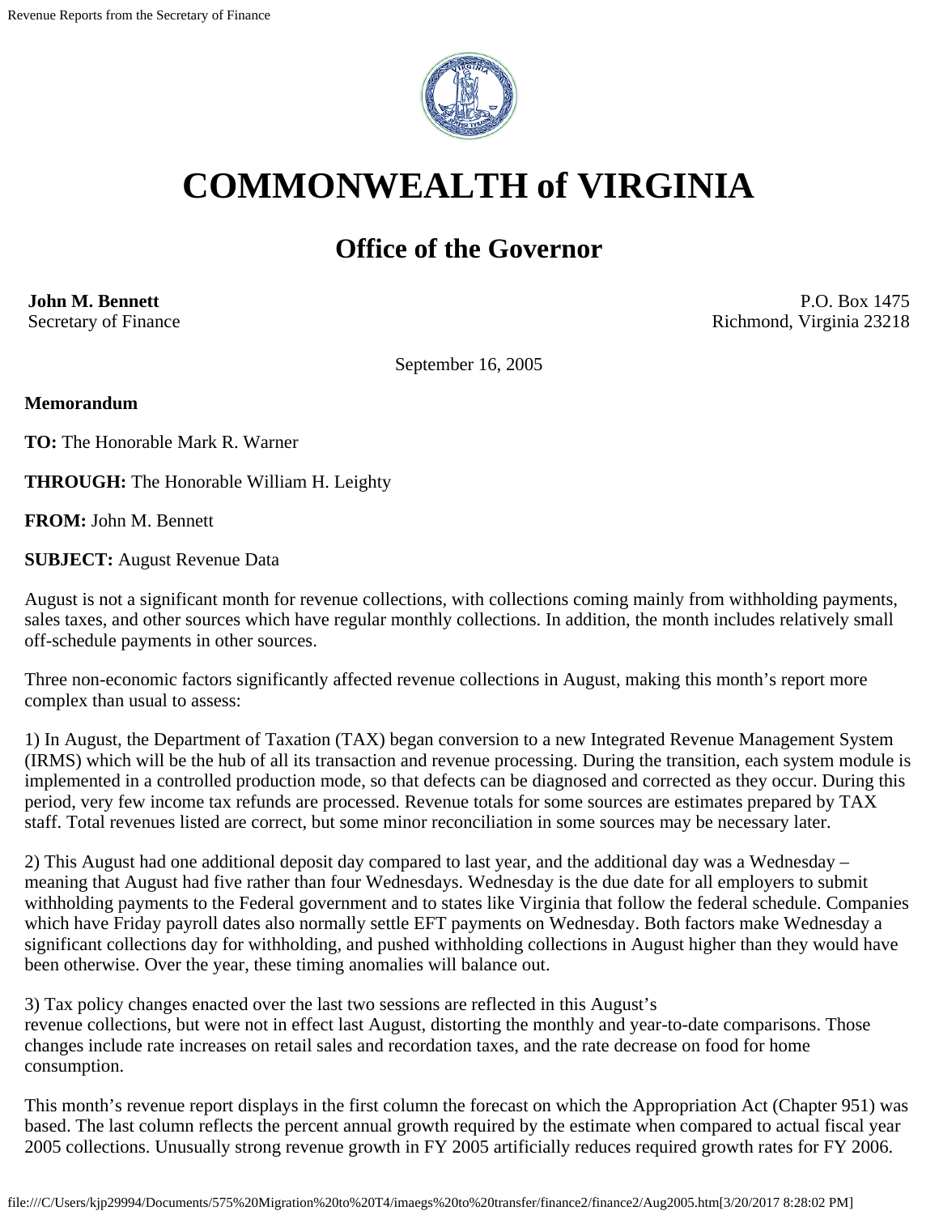# COMMONWEALTH of VIRGINIA

## Office of the Governor

**John M. Bennett**
Secretary of Finance

P.O. Box 1475
Richmond, Virginia 23218

September 16, 2005

**Memorandum**

**TO:** The Honorable Mark R. Warner

**THROUGH:** The Honorable William H. Leighty

**FROM:** John M. Bennett

**SUBJECT:** August Revenue Data

August is not a significant month for revenue collections, with collections coming mainly from withholding payments, sales taxes, and other sources which have regular monthly collections. In addition, the month includes relatively small off-schedule payments in other sources.

Three non-economic factors significantly affected revenue collections in August, making this month's report more complex than usual to assess:

1) In August, the Department of Taxation (TAX) began conversion to a new Integrated Revenue Management System (IRMS) which will be the hub of all its transaction and revenue processing. During the transition, each system module is implemented in a controlled production mode, so that defects can be diagnosed and corrected as they occur. During this period, very few income tax refunds are processed. Revenue totals for some sources are estimates prepared by TAX staff. Total revenues listed are correct, but some minor reconciliation in some sources may be necessary later.

2) This August had one additional deposit day compared to last year, and the additional day was a Wednesday – meaning that August had five rather than four Wednesdays. Wednesday is the due date for all employers to submit withholding payments to the Federal government and to states like Virginia that follow the federal schedule. Companies which have Friday payroll dates also normally settle EFT payments on Wednesday. Both factors make Wednesday a significant collections day for withholding, and pushed withholding collections in August higher than they would have been otherwise. Over the year, these timing anomalies will balance out.

3) Tax policy changes enacted over the last two sessions are reflected in this August's revenue collections, but were not in effect last August, distorting the monthly and year-to-date comparisons. Those changes include rate increases on retail sales and recordation taxes, and the rate decrease on food for home consumption.

This month's revenue report displays in the first column the forecast on which the Appropriation Act (Chapter 951) was based. The last column reflects the percent annual growth required by the estimate when compared to actual fiscal year 2005 collections. Unusually strong revenue growth in FY 2005 artificially reduces required growth rates for FY 2006.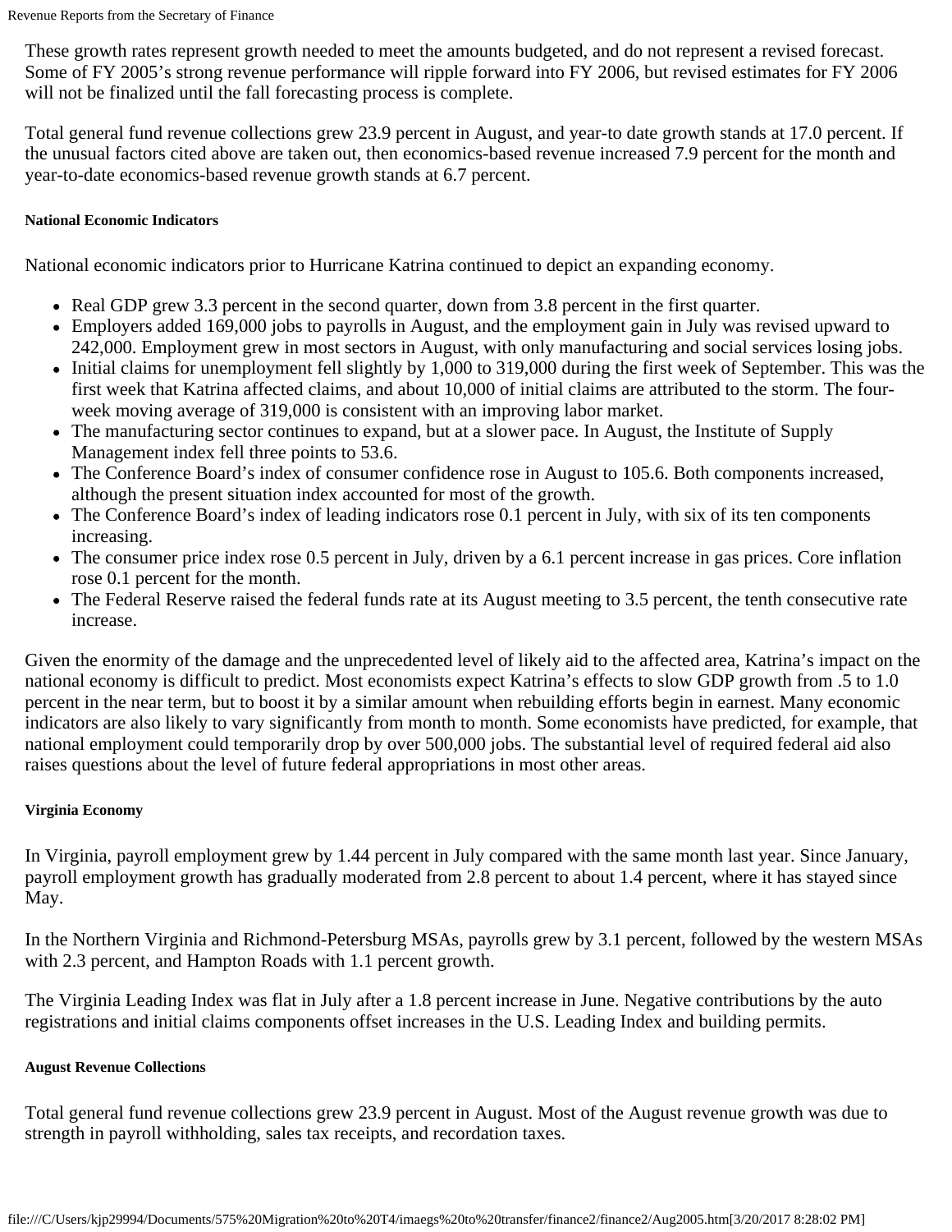These growth rates represent growth needed to meet the amounts budgeted, and do not represent a revised forecast. Some of FY 2005's strong revenue performance will ripple forward into FY 2006, but revised estimates for FY 2006 will not be finalized until the fall forecasting process is complete.

Total general fund revenue collections grew 23.9 percent in August, and year-to date growth stands at 17.0 percent. If the unusual factors cited above are taken out, then economics-based revenue increased 7.9 percent for the month and year-to-date economics-based revenue growth stands at 6.7 percent.

#### National Economic Indicators

National economic indicators prior to Hurricane Katrina continued to depict an expanding economy.

- Real GDP grew 3.3 percent in the second quarter, down from 3.8 percent in the first quarter.
- Employers added 169,000 jobs to payrolls in August, and the employment gain in July was revised upward to 242,000. Employment grew in most sectors in August, with only manufacturing and social services losing jobs.
- Initial claims for unemployment fell slightly by 1,000 to 319,000 during the first week of September. This was the first week that Katrina affected claims, and about 10,000 of initial claims are attributed to the storm. The four-week moving average of 319,000 is consistent with an improving labor market.
- The manufacturing sector continues to expand, but at a slower pace. In August, the Institute of Supply Management index fell three points to 53.6.
- The Conference Board's index of consumer confidence rose in August to 105.6. Both components increased, although the present situation index accounted for most of the growth.
- The Conference Board's index of leading indicators rose 0.1 percent in July, with six of its ten components increasing.
- The consumer price index rose 0.5 percent in July, driven by a 6.1 percent increase in gas prices. Core inflation rose 0.1 percent for the month.
- The Federal Reserve raised the federal funds rate at its August meeting to 3.5 percent, the tenth consecutive rate increase.

Given the enormity of the damage and the unprecedented level of likely aid to the affected area, Katrina's impact on the national economy is difficult to predict. Most economists expect Katrina's effects to slow GDP growth from .5 to 1.0 percent in the near term, but to boost it by a similar amount when rebuilding efforts begin in earnest. Many economic indicators are also likely to vary significantly from month to month. Some economists have predicted, for example, that national employment could temporarily drop by over 500,000 jobs. The substantial level of required federal aid also raises questions about the level of future federal appropriations in most other areas.

#### Virginia Economy

In Virginia, payroll employment grew by 1.44 percent in July compared with the same month last year. Since January, payroll employment growth has gradually moderated from 2.8 percent to about 1.4 percent, where it has stayed since May.

In the Northern Virginia and Richmond-Petersburg MSAs, payrolls grew by 3.1 percent, followed by the western MSAs with 2.3 percent, and Hampton Roads with 1.1 percent growth.

The Virginia Leading Index was flat in July after a 1.8 percent increase in June. Negative contributions by the auto registrations and initial claims components offset increases in the U.S. Leading Index and building permits.

#### August Revenue Collections

Total general fund revenue collections grew 23.9 percent in August. Most of the August revenue growth was due to strength in payroll withholding, sales tax receipts, and recordation taxes.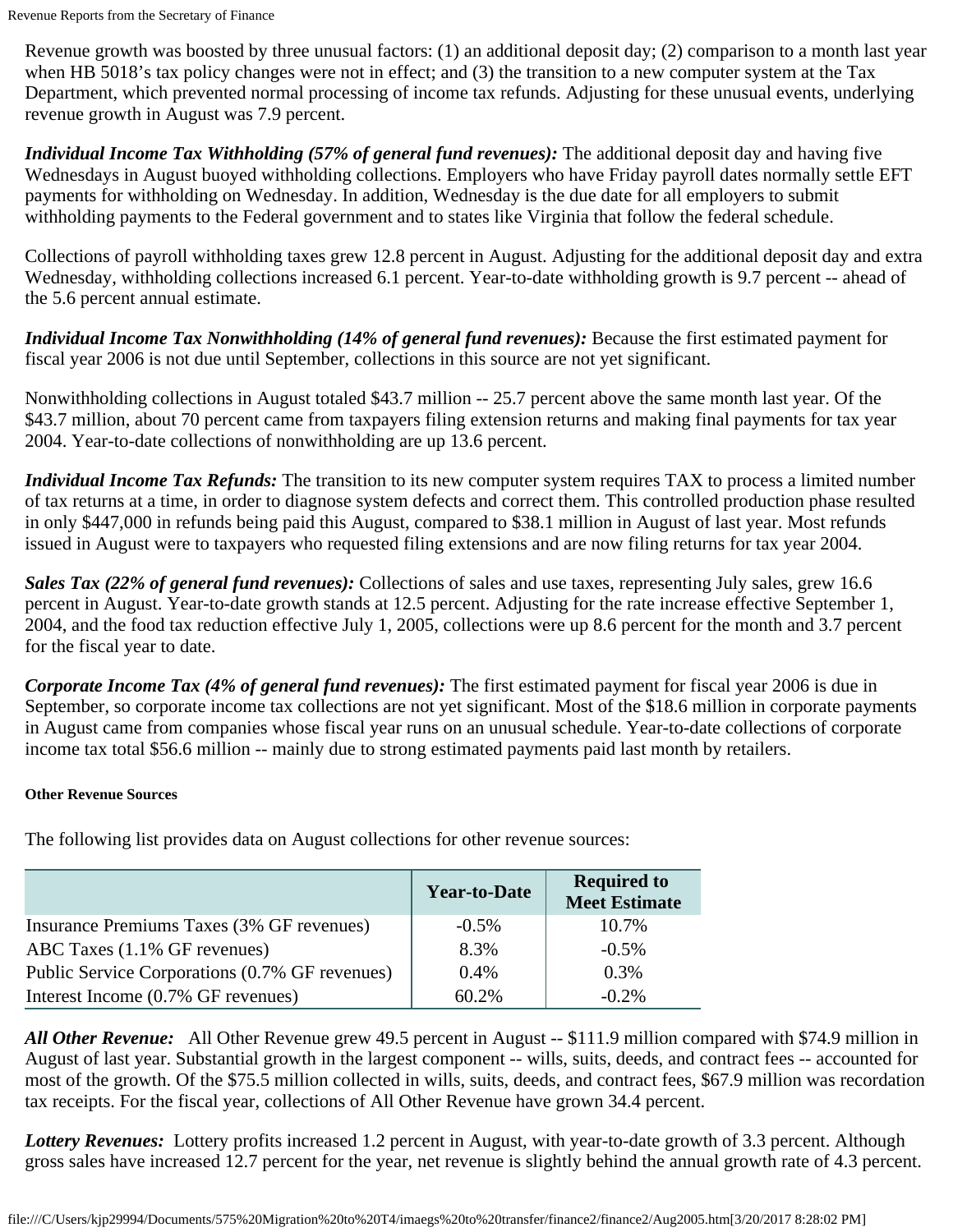Revenue growth was boosted by three unusual factors: (1) an additional deposit day; (2) comparison to a month last year when HB 5018's tax policy changes were not in effect; and (3) the transition to a new computer system at the Tax Department, which prevented normal processing of income tax refunds. Adjusting for these unusual events, underlying revenue growth in August was 7.9 percent.

***Individual Income Tax Withholding (57% of general fund revenues):*** The additional deposit day and having five Wednesdays in August buoyed withholding collections. Employers who have Friday payroll dates normally settle EFT payments for withholding on Wednesday. In addition, Wednesday is the due date for all employers to submit withholding payments to the Federal government and to states like Virginia that follow the federal schedule.

Collections of payroll withholding taxes grew 12.8 percent in August. Adjusting for the additional deposit day and extra Wednesday, withholding collections increased 6.1 percent. Year-to-date withholding growth is 9.7 percent -- ahead of the 5.6 percent annual estimate.

***Individual Income Tax Nonwithholding (14% of general fund revenues):*** Because the first estimated payment for fiscal year 2006 is not due until September, collections in this source are not yet significant.

Nonwithholding collections in August totaled $43.7 million -- 25.7 percent above the same month last year. Of the $43.7 million, about 70 percent came from taxpayers filing extension returns and making final payments for tax year 2004. Year-to-date collections of nonwithholding are up 13.6 percent.

***Individual Income Tax Refunds:*** The transition to its new computer system requires TAX to process a limited number of tax returns at a time, in order to diagnose system defects and correct them. This controlled production phase resulted in only $447,000 in refunds being paid this August, compared to $38.1 million in August of last year. Most refunds issued in August were to taxpayers who requested filing extensions and are now filing returns for tax year 2004.

***Sales Tax (22% of general fund revenues):*** Collections of sales and use taxes, representing July sales, grew 16.6 percent in August. Year-to-date growth stands at 12.5 percent. Adjusting for the rate increase effective September 1, 2004, and the food tax reduction effective July 1, 2005, collections were up 8.6 percent for the month and 3.7 percent for the fiscal year to date.

***Corporate Income Tax (4% of general fund revenues):*** The first estimated payment for fiscal year 2006 is due in September, so corporate income tax collections are not yet significant. Most of the $18.6 million in corporate payments in August came from companies whose fiscal year runs on an unusual schedule. Year-to-date collections of corporate income tax total $56.6 million -- mainly due to strong estimated payments paid last month by retailers.

#### Other Revenue Sources

The following list provides data on August collections for other revenue sources:

| | Year-to-Date | Required to Meet Estimate |
|---|---|---|
| Insurance Premiums Taxes (3% GF revenues) | -0.5% | 10.7% |
| ABC Taxes (1.1% GF revenues) | 8.3% | -0.5% |
| Public Service Corporations (0.7% GF revenues) | 0.4% | 0.3% |
| Interest Income (0.7% GF revenues) | 60.2% | -0.2% |

***All Other Revenue:*** All Other Revenue grew 49.5 percent in August -- $111.9 million compared with $74.9 million in August of last year. Substantial growth in the largest component -- wills, suits, deeds, and contract fees -- accounted for most of the growth. Of the $75.5 million collected in wills, suits, deeds, and contract fees, $67.9 million was recordation tax receipts. For the fiscal year, collections of All Other Revenue have grown 34.4 percent.

***Lottery Revenues:*** Lottery profits increased 1.2 percent in August, with year-to-date growth of 3.3 percent. Although gross sales have increased 12.7 percent for the year, net revenue is slightly behind the annual growth rate of 4.3 percent.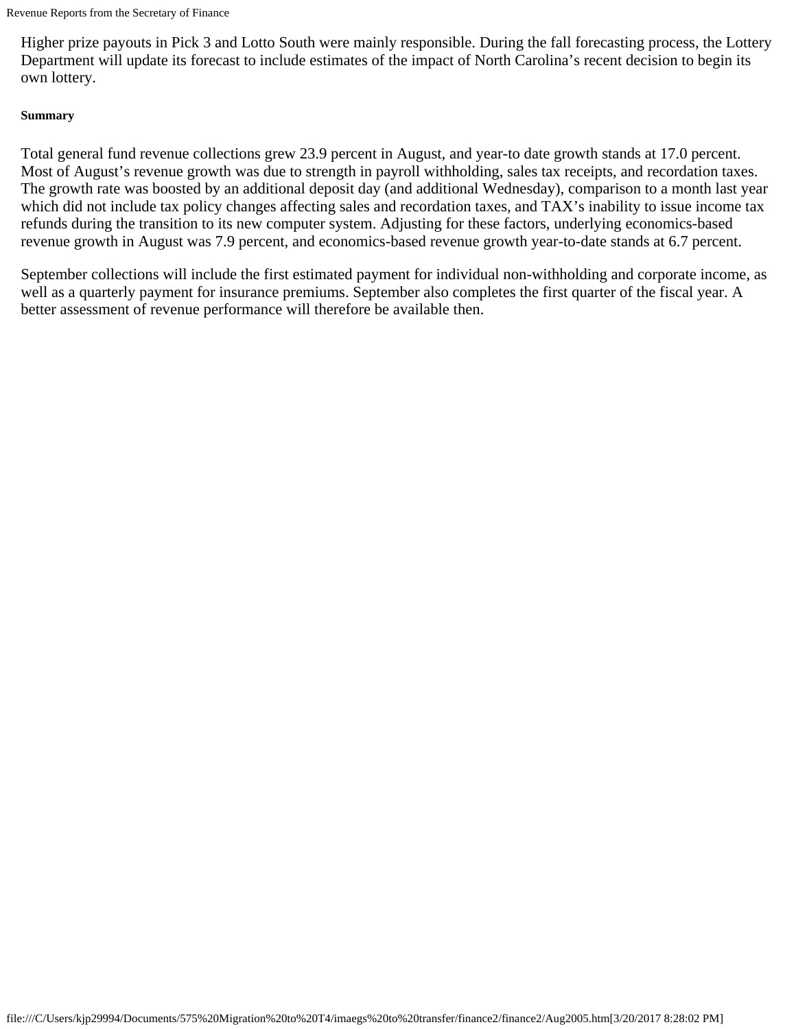Higher prize payouts in Pick 3 and Lotto South were mainly responsible. During the fall forecasting process, the Lottery Department will update its forecast to include estimates of the impact of North Carolina's recent decision to begin its own lottery.

#### Summary

Total general fund revenue collections grew 23.9 percent in August, and year-to date growth stands at 17.0 percent. Most of August's revenue growth was due to strength in payroll withholding, sales tax receipts, and recordation taxes. The growth rate was boosted by an additional deposit day (and additional Wednesday), comparison to a month last year which did not include tax policy changes affecting sales and recordation taxes, and TAX's inability to issue income tax refunds during the transition to its new computer system. Adjusting for these factors, underlying economics-based revenue growth in August was 7.9 percent, and economics-based revenue growth year-to-date stands at 6.7 percent.

September collections will include the first estimated payment for individual non-withholding and corporate income, as well as a quarterly payment for insurance premiums. September also completes the first quarter of the fiscal year. A better assessment of revenue performance will therefore be available then.